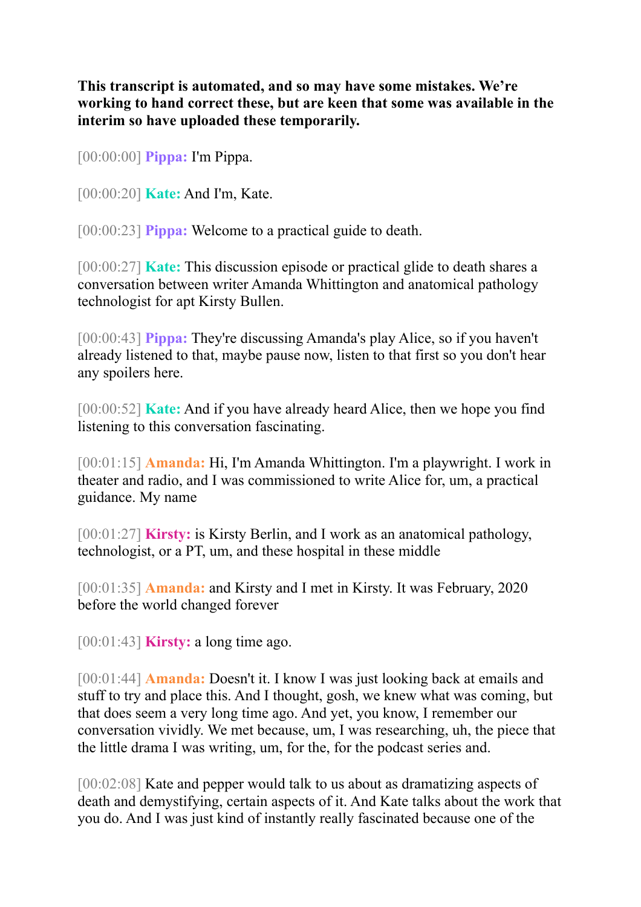**This transcript is automated, and so may have some mistakes. We're working to hand correct these, but are keen that some was available in the interim so have uploaded these temporarily.**

[00:00:00] **Pippa:** I'm Pippa.

[00:00:20] **Kate:** And I'm, Kate.

[00:00:23] **Pippa:** Welcome to a practical guide to death.

[00:00:27] **Kate:** This discussion episode or practical glide to death shares a conversation between writer Amanda Whittington and anatomical pathology technologist for apt Kirsty Bullen.

[00:00:43] **Pippa:** They're discussing Amanda's play Alice, so if you haven't already listened to that, maybe pause now, listen to that first so you don't hear any spoilers here.

[00:00:52] **Kate:** And if you have already heard Alice, then we hope you find listening to this conversation fascinating.

[00:01:15] **Amanda:** Hi, I'm Amanda Whittington. I'm a playwright. I work in theater and radio, and I was commissioned to write Alice for, um, a practical guidance. My name

[00:01:27] **Kirsty:** is Kirsty Berlin, and I work as an anatomical pathology, technologist, or a PT, um, and these hospital in these middle

[00:01:35] **Amanda:** and Kirsty and I met in Kirsty. It was February, 2020 before the world changed forever

[00:01:43] **Kirsty:** a long time ago.

[00:01:44] **Amanda:** Doesn't it. I know I was just looking back at emails and stuff to try and place this. And I thought, gosh, we knew what was coming, but that does seem a very long time ago. And yet, you know, I remember our conversation vividly. We met because, um, I was researching, uh, the piece that the little drama I was writing, um, for the, for the podcast series and.

[00:02:08] Kate and pepper would talk to us about as dramatizing aspects of death and demystifying, certain aspects of it. And Kate talks about the work that you do. And I was just kind of instantly really fascinated because one of the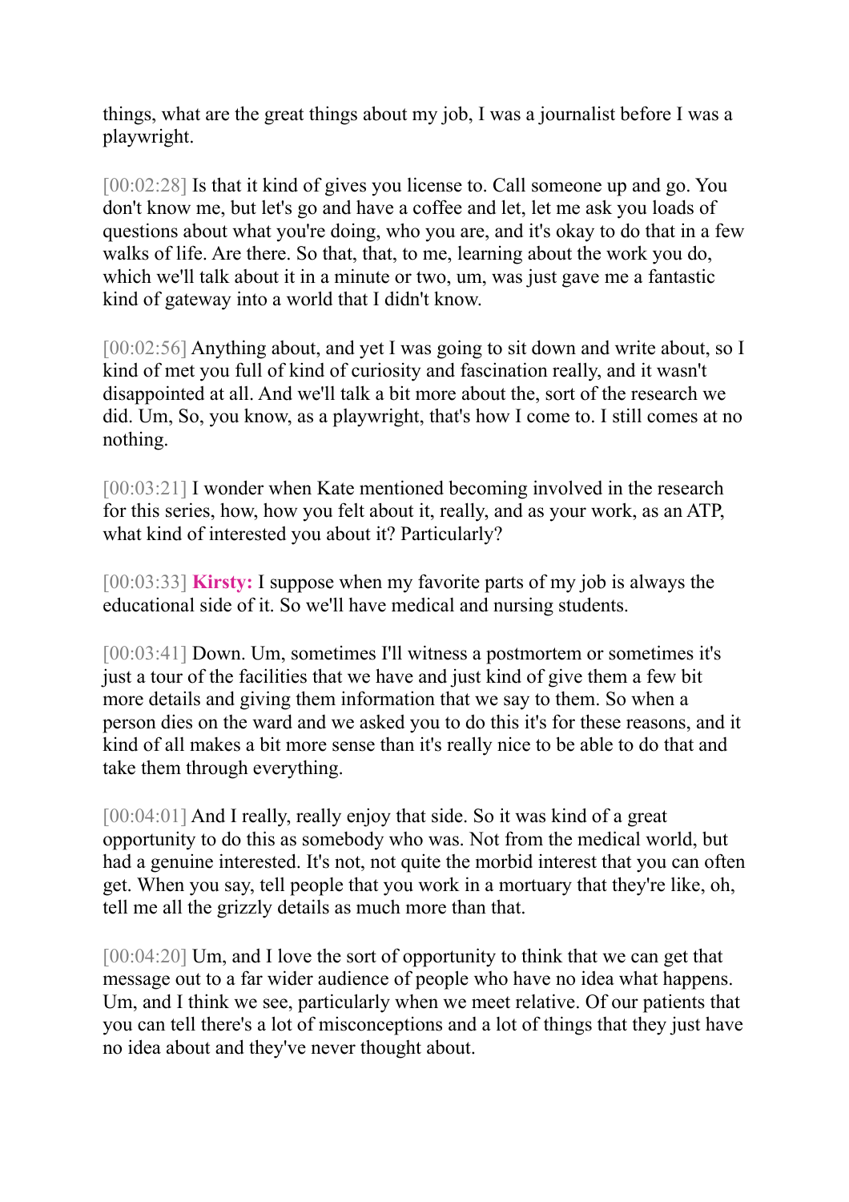things, what are the great things about my job, I was a journalist before I was a playwright.

[00:02:28] Is that it kind of gives you license to. Call someone up and go. You don't know me, but let's go and have a coffee and let, let me ask you loads of questions about what you're doing, who you are, and it's okay to do that in a few walks of life. Are there. So that, that, to me, learning about the work you do, which we'll talk about it in a minute or two, um, was just gave me a fantastic kind of gateway into a world that I didn't know.

[00:02:56] Anything about, and yet I was going to sit down and write about, so I kind of met you full of kind of curiosity and fascination really, and it wasn't disappointed at all. And we'll talk a bit more about the, sort of the research we did. Um, So, you know, as a playwright, that's how I come to. I still comes at no nothing.

[00:03:21] I wonder when Kate mentioned becoming involved in the research for this series, how, how you felt about it, really, and as your work, as an ATP, what kind of interested you about it? Particularly?

[00:03:33] **Kirsty:** I suppose when my favorite parts of my job is always the educational side of it. So we'll have medical and nursing students.

[00:03:41] Down. Um, sometimes I'll witness a postmortem or sometimes it's just a tour of the facilities that we have and just kind of give them a few bit more details and giving them information that we say to them. So when a person dies on the ward and we asked you to do this it's for these reasons, and it kind of all makes a bit more sense than it's really nice to be able to do that and take them through everything.

[00:04:01] And I really, really enjoy that side. So it was kind of a great opportunity to do this as somebody who was. Not from the medical world, but had a genuine interested. It's not, not quite the morbid interest that you can often get. When you say, tell people that you work in a mortuary that they're like, oh, tell me all the grizzly details as much more than that.

[00:04:20] Um, and I love the sort of opportunity to think that we can get that message out to a far wider audience of people who have no idea what happens. Um, and I think we see, particularly when we meet relative. Of our patients that you can tell there's a lot of misconceptions and a lot of things that they just have no idea about and they've never thought about.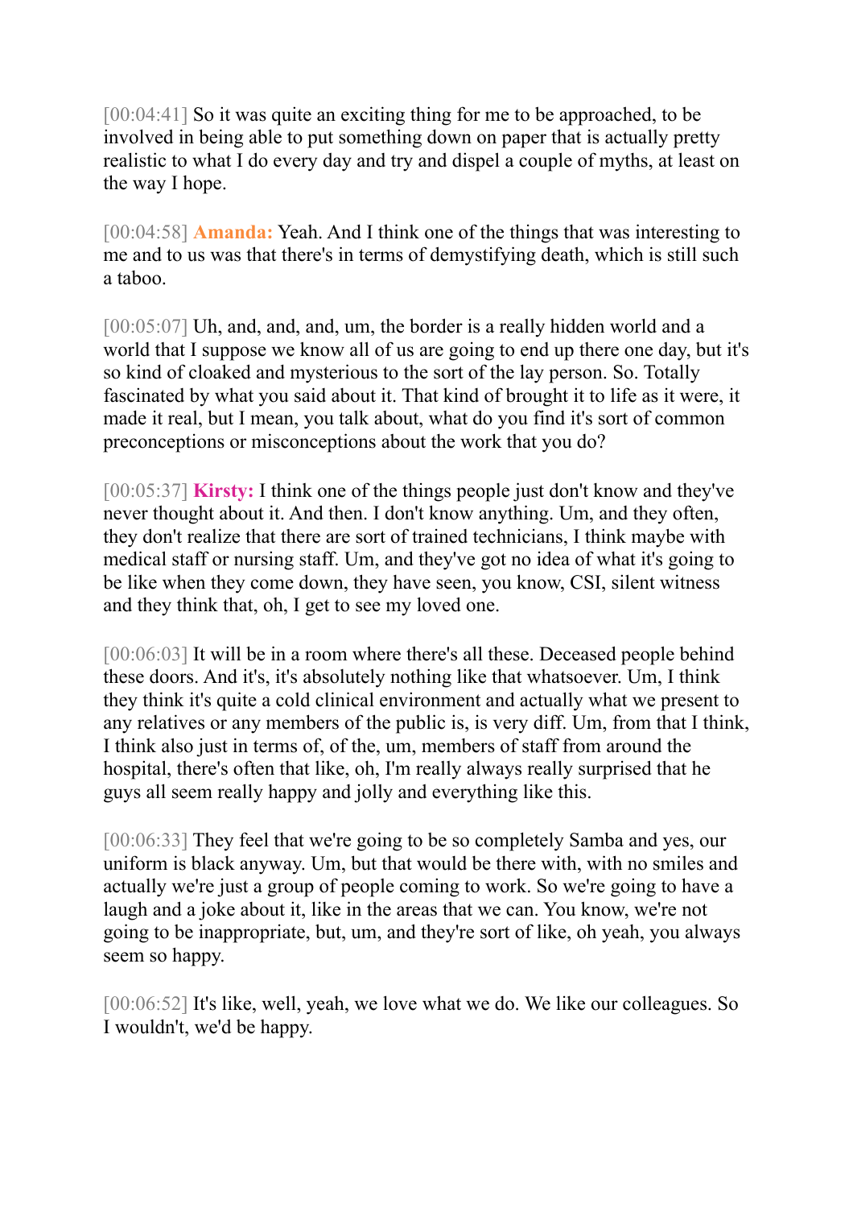[00:04:41] So it was quite an exciting thing for me to be approached, to be involved in being able to put something down on paper that is actually pretty realistic to what I do every day and try and dispel a couple of myths, at least on the way I hope.

[00:04:58] **Amanda:** Yeah. And I think one of the things that was interesting to me and to us was that there's in terms of demystifying death, which is still such a taboo.

[00:05:07] Uh, and, and, and, um, the border is a really hidden world and a world that I suppose we know all of us are going to end up there one day, but it's so kind of cloaked and mysterious to the sort of the lay person. So. Totally fascinated by what you said about it. That kind of brought it to life as it were, it made it real, but I mean, you talk about, what do you find it's sort of common preconceptions or misconceptions about the work that you do?

[00:05:37] **Kirsty:** I think one of the things people just don't know and they've never thought about it. And then. I don't know anything. Um, and they often, they don't realize that there are sort of trained technicians, I think maybe with medical staff or nursing staff. Um, and they've got no idea of what it's going to be like when they come down, they have seen, you know, CSI, silent witness and they think that, oh, I get to see my loved one.

[00:06:03] It will be in a room where there's all these. Deceased people behind these doors. And it's, it's absolutely nothing like that whatsoever. Um, I think they think it's quite a cold clinical environment and actually what we present to any relatives or any members of the public is, is very diff. Um, from that I think, I think also just in terms of, of the, um, members of staff from around the hospital, there's often that like, oh, I'm really always really surprised that he guys all seem really happy and jolly and everything like this.

[00:06:33] They feel that we're going to be so completely Samba and yes, our uniform is black anyway. Um, but that would be there with, with no smiles and actually we're just a group of people coming to work. So we're going to have a laugh and a joke about it, like in the areas that we can. You know, we're not going to be inappropriate, but, um, and they're sort of like, oh yeah, you always seem so happy.

[00:06:52] It's like, well, yeah, we love what we do. We like our colleagues. So I wouldn't, we'd be happy.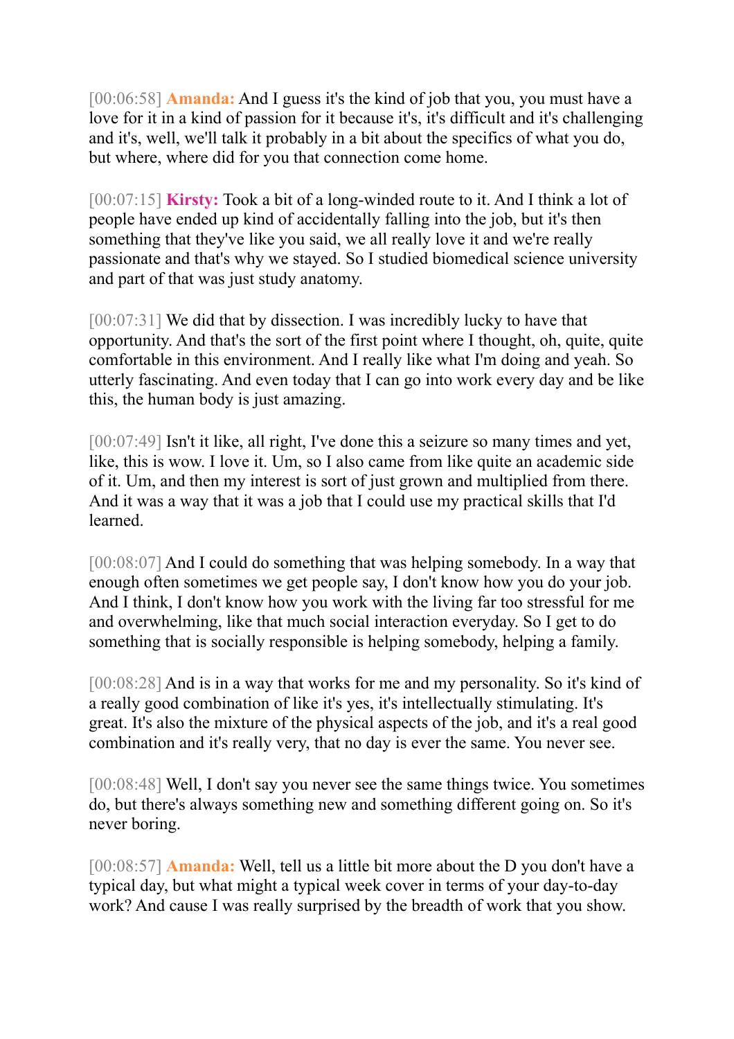[00:06:58] **Amanda:** And I guess it's the kind of job that you, you must have a love for it in a kind of passion for it because it's, it's difficult and it's challenging and it's, well, we'll talk it probably in a bit about the specifics of what you do, but where, where did for you that connection come home.

[00:07:15] **Kirsty:** Took a bit of a long-winded route to it. And I think a lot of people have ended up kind of accidentally falling into the job, but it's then something that they've like you said, we all really love it and we're really passionate and that's why we stayed. So I studied biomedical science university and part of that was just study anatomy.

[00:07:31] We did that by dissection. I was incredibly lucky to have that opportunity. And that's the sort of the first point where I thought, oh, quite, quite comfortable in this environment. And I really like what I'm doing and yeah. So utterly fascinating. And even today that I can go into work every day and be like this, the human body is just amazing.

[00:07:49] Isn't it like, all right, I've done this a seizure so many times and yet, like, this is wow. I love it. Um, so I also came from like quite an academic side of it. Um, and then my interest is sort of just grown and multiplied from there. And it was a way that it was a job that I could use my practical skills that I'd learned.

[00:08:07] And I could do something that was helping somebody. In a way that enough often sometimes we get people say, I don't know how you do your job. And I think, I don't know how you work with the living far too stressful for me and overwhelming, like that much social interaction everyday. So I get to do something that is socially responsible is helping somebody, helping a family.

[00:08:28] And is in a way that works for me and my personality. So it's kind of a really good combination of like it's yes, it's intellectually stimulating. It's great. It's also the mixture of the physical aspects of the job, and it's a real good combination and it's really very, that no day is ever the same. You never see.

[00:08:48] Well, I don't say you never see the same things twice. You sometimes do, but there's always something new and something different going on. So it's never boring.

[00:08:57] **Amanda:** Well, tell us a little bit more about the D you don't have a typical day, but what might a typical week cover in terms of your day-to-day work? And cause I was really surprised by the breadth of work that you show.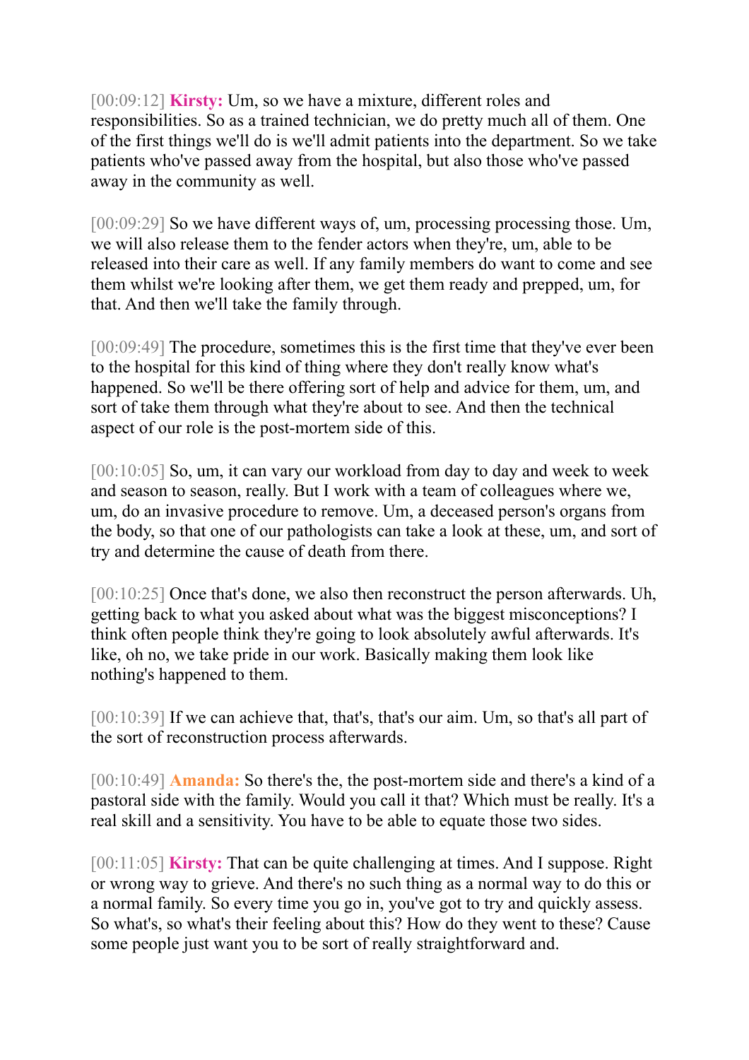[00:09:12] **Kirsty:** Um, so we have a mixture, different roles and responsibilities. So as a trained technician, we do pretty much all of them. One of the first things we'll do is we'll admit patients into the department. So we take patients who've passed away from the hospital, but also those who've passed away in the community as well.

[00:09:29] So we have different ways of, um, processing processing those. Um, we will also release them to the fender actors when they're, um, able to be released into their care as well. If any family members do want to come and see them whilst we're looking after them, we get them ready and prepped, um, for that. And then we'll take the family through.

[00:09:49] The procedure, sometimes this is the first time that they've ever been to the hospital for this kind of thing where they don't really know what's happened. So we'll be there offering sort of help and advice for them, um, and sort of take them through what they're about to see. And then the technical aspect of our role is the post-mortem side of this.

[00:10:05] So, um, it can vary our workload from day to day and week to week and season to season, really. But I work with a team of colleagues where we, um, do an invasive procedure to remove. Um, a deceased person's organs from the body, so that one of our pathologists can take a look at these, um, and sort of try and determine the cause of death from there.

[00:10:25] Once that's done, we also then reconstruct the person afterwards. Uh, getting back to what you asked about what was the biggest misconceptions? I think often people think they're going to look absolutely awful afterwards. It's like, oh no, we take pride in our work. Basically making them look like nothing's happened to them.

[00:10:39] If we can achieve that, that's, that's our aim. Um, so that's all part of the sort of reconstruction process afterwards.

[00:10:49] **Amanda:** So there's the, the post-mortem side and there's a kind of a pastoral side with the family. Would you call it that? Which must be really. It's a real skill and a sensitivity. You have to be able to equate those two sides.

[00:11:05] **Kirsty:** That can be quite challenging at times. And I suppose. Right or wrong way to grieve. And there's no such thing as a normal way to do this or a normal family. So every time you go in, you've got to try and quickly assess. So what's, so what's their feeling about this? How do they went to these? Cause some people just want you to be sort of really straightforward and.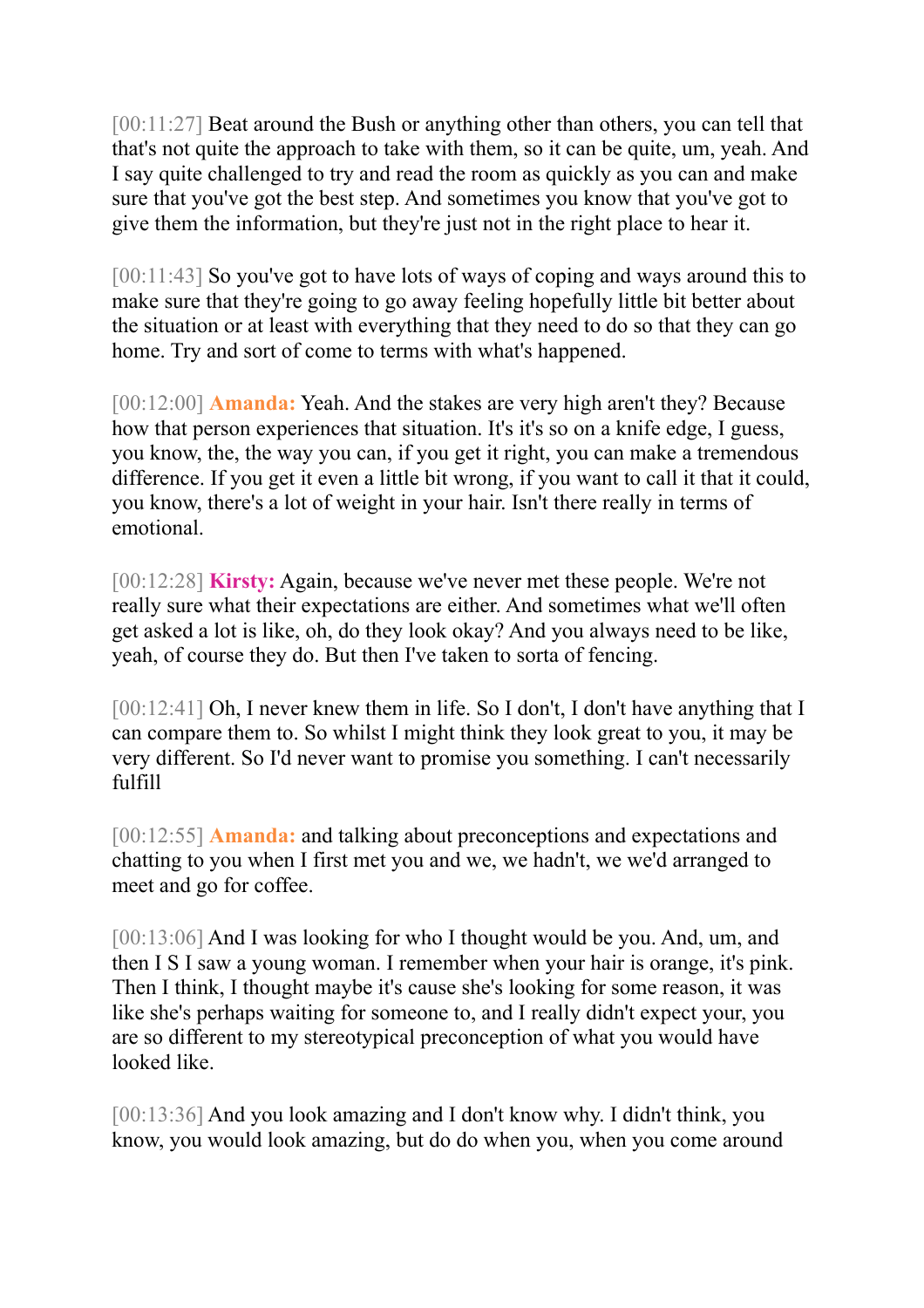[00:11:27] Beat around the Bush or anything other than others, you can tell that that's not quite the approach to take with them, so it can be quite, um, yeah. And I say quite challenged to try and read the room as quickly as you can and make sure that you've got the best step. And sometimes you know that you've got to give them the information, but they're just not in the right place to hear it.

[00:11:43] So you've got to have lots of ways of coping and ways around this to make sure that they're going to go away feeling hopefully little bit better about the situation or at least with everything that they need to do so that they can go home. Try and sort of come to terms with what's happened.

[00:12:00] **Amanda:** Yeah. And the stakes are very high aren't they? Because how that person experiences that situation. It's it's so on a knife edge, I guess, you know, the, the way you can, if you get it right, you can make a tremendous difference. If you get it even a little bit wrong, if you want to call it that it could, you know, there's a lot of weight in your hair. Isn't there really in terms of emotional.

[00:12:28] **Kirsty:** Again, because we've never met these people. We're not really sure what their expectations are either. And sometimes what we'll often get asked a lot is like, oh, do they look okay? And you always need to be like, yeah, of course they do. But then I've taken to sorta of fencing.

[00:12:41] Oh, I never knew them in life. So I don't, I don't have anything that I can compare them to. So whilst I might think they look great to you, it may be very different. So I'd never want to promise you something. I can't necessarily fulfill

[00:12:55] **Amanda:** and talking about preconceptions and expectations and chatting to you when I first met you and we, we hadn't, we we'd arranged to meet and go for coffee.

[00:13:06] And I was looking for who I thought would be you. And, um, and then I S I saw a young woman. I remember when your hair is orange, it's pink. Then I think, I thought maybe it's cause she's looking for some reason, it was like she's perhaps waiting for someone to, and I really didn't expect your, you are so different to my stereotypical preconception of what you would have looked like.

[00:13:36] And you look amazing and I don't know why. I didn't think, you know, you would look amazing, but do do when you, when you come around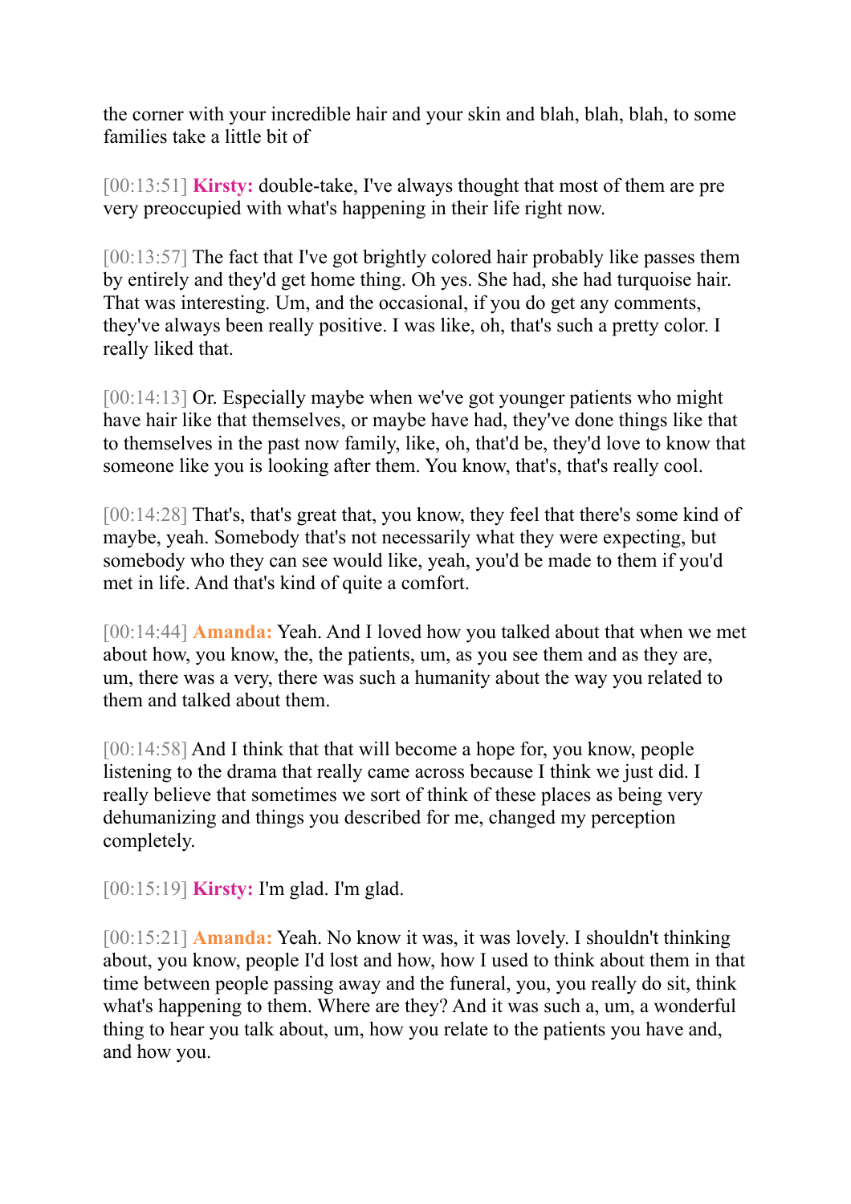the corner with your incredible hair and your skin and blah, blah, blah, to some families take a little bit of

[00:13:51] **Kirsty:** double-take, I've always thought that most of them are pre very preoccupied with what's happening in their life right now.

[00:13:57] The fact that I've got brightly colored hair probably like passes them by entirely and they'd get home thing. Oh yes. She had, she had turquoise hair. That was interesting. Um, and the occasional, if you do get any comments, they've always been really positive. I was like, oh, that's such a pretty color. I really liked that.

[00:14:13] Or. Especially maybe when we've got younger patients who might have hair like that themselves, or maybe have had, they've done things like that to themselves in the past now family, like, oh, that'd be, they'd love to know that someone like you is looking after them. You know, that's, that's really cool.

[00:14:28] That's, that's great that, you know, they feel that there's some kind of maybe, yeah. Somebody that's not necessarily what they were expecting, but somebody who they can see would like, yeah, you'd be made to them if you'd met in life. And that's kind of quite a comfort.

[00:14:44] **Amanda:** Yeah. And I loved how you talked about that when we met about how, you know, the, the patients, um, as you see them and as they are, um, there was a very, there was such a humanity about the way you related to them and talked about them.

[00:14:58] And I think that that will become a hope for, you know, people listening to the drama that really came across because I think we just did. I really believe that sometimes we sort of think of these places as being very dehumanizing and things you described for me, changed my perception completely.

[00:15:19] **Kirsty:** I'm glad. I'm glad.

[00:15:21] **Amanda:** Yeah. No know it was, it was lovely. I shouldn't thinking about, you know, people I'd lost and how, how I used to think about them in that time between people passing away and the funeral, you, you really do sit, think what's happening to them. Where are they? And it was such a, um, a wonderful thing to hear you talk about, um, how you relate to the patients you have and, and how you.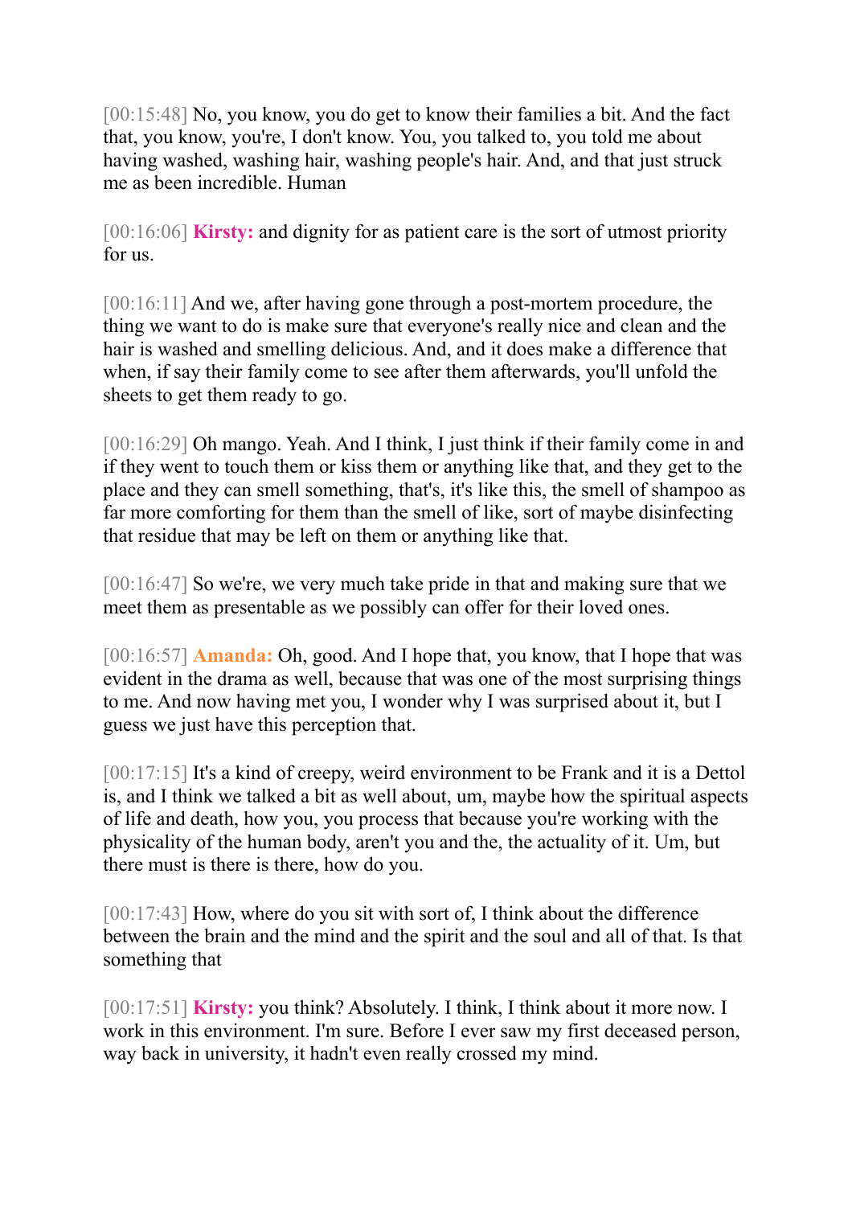[00:15:48] No, you know, you do get to know their families a bit. And the fact that, you know, you're, I don't know. You, you talked to, you told me about having washed, washing hair, washing people's hair. And, and that just struck me as been incredible. Human

[00:16:06] **Kirsty:** and dignity for as patient care is the sort of utmost priority for us.

[00:16:11] And we, after having gone through a post-mortem procedure, the thing we want to do is make sure that everyone's really nice and clean and the hair is washed and smelling delicious. And, and it does make a difference that when, if say their family come to see after them afterwards, you'll unfold the sheets to get them ready to go.

[00:16:29] Oh mango. Yeah. And I think, I just think if their family come in and if they went to touch them or kiss them or anything like that, and they get to the place and they can smell something, that's, it's like this, the smell of shampoo as far more comforting for them than the smell of like, sort of maybe disinfecting that residue that may be left on them or anything like that.

[00:16:47] So we're, we very much take pride in that and making sure that we meet them as presentable as we possibly can offer for their loved ones.

[00:16:57] **Amanda:** Oh, good. And I hope that, you know, that I hope that was evident in the drama as well, because that was one of the most surprising things to me. And now having met you, I wonder why I was surprised about it, but I guess we just have this perception that.

[00:17:15] It's a kind of creepy, weird environment to be Frank and it is a Dettol is, and I think we talked a bit as well about, um, maybe how the spiritual aspects of life and death, how you, you process that because you're working with the physicality of the human body, aren't you and the, the actuality of it. Um, but there must is there is there, how do you.

[00:17:43] How, where do you sit with sort of, I think about the difference between the brain and the mind and the spirit and the soul and all of that. Is that something that

[00:17:51] **Kirsty:** you think? Absolutely. I think, I think about it more now. I work in this environment. I'm sure. Before I ever saw my first deceased person, way back in university, it hadn't even really crossed my mind.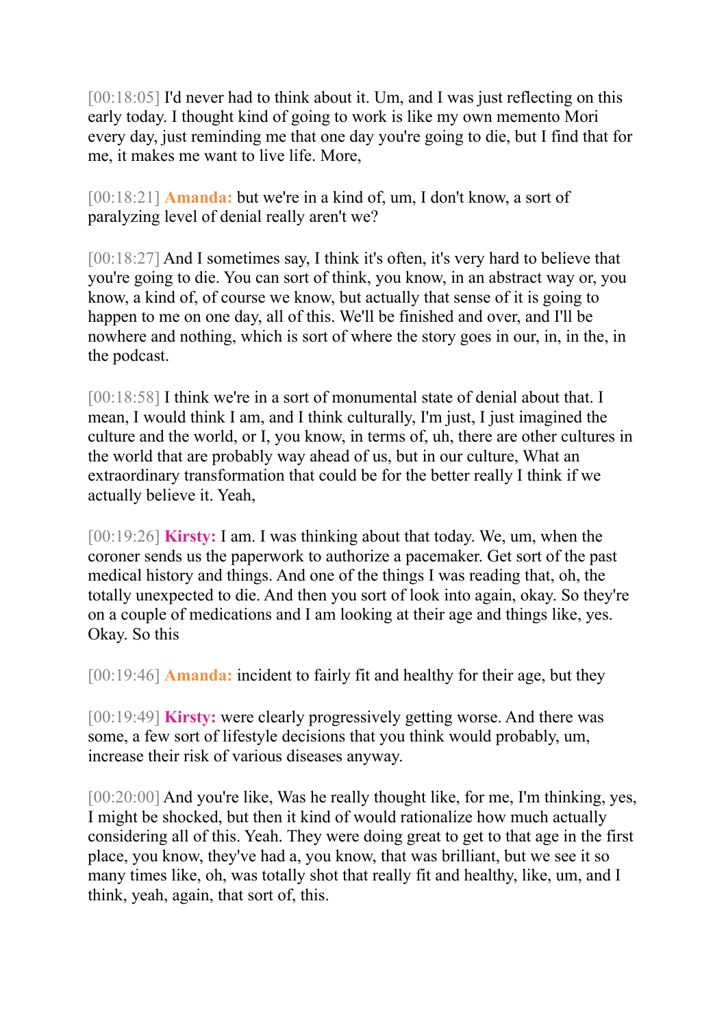[00:18:05] I'd never had to think about it. Um, and I was just reflecting on this early today. I thought kind of going to work is like my own memento Mori every day, just reminding me that one day you're going to die, but I find that for me, it makes me want to live life. More,

[00:18:21] **Amanda:** but we're in a kind of, um, I don't know, a sort of paralyzing level of denial really aren't we?

[00:18:27] And I sometimes say, I think it's often, it's very hard to believe that you're going to die. You can sort of think, you know, in an abstract way or, you know, a kind of, of course we know, but actually that sense of it is going to happen to me on one day, all of this. We'll be finished and over, and I'll be nowhere and nothing, which is sort of where the story goes in our, in, in the, in the podcast.

[00:18:58] I think we're in a sort of monumental state of denial about that. I mean, I would think I am, and I think culturally, I'm just, I just imagined the culture and the world, or I, you know, in terms of, uh, there are other cultures in the world that are probably way ahead of us, but in our culture, What an extraordinary transformation that could be for the better really I think if we actually believe it. Yeah,

[00:19:26] **Kirsty:** I am. I was thinking about that today. We, um, when the coroner sends us the paperwork to authorize a pacemaker. Get sort of the past medical history and things. And one of the things I was reading that, oh, the totally unexpected to die. And then you sort of look into again, okay. So they're on a couple of medications and I am looking at their age and things like, yes. Okay. So this

[00:19:46] **Amanda:** incident to fairly fit and healthy for their age, but they

[00:19:49] **Kirsty:** were clearly progressively getting worse. And there was some, a few sort of lifestyle decisions that you think would probably, um, increase their risk of various diseases anyway.

[00:20:00] And you're like, Was he really thought like, for me, I'm thinking, yes, I might be shocked, but then it kind of would rationalize how much actually considering all of this. Yeah. They were doing great to get to that age in the first place, you know, they've had a, you know, that was brilliant, but we see it so many times like, oh, was totally shot that really fit and healthy, like, um, and I think, yeah, again, that sort of, this.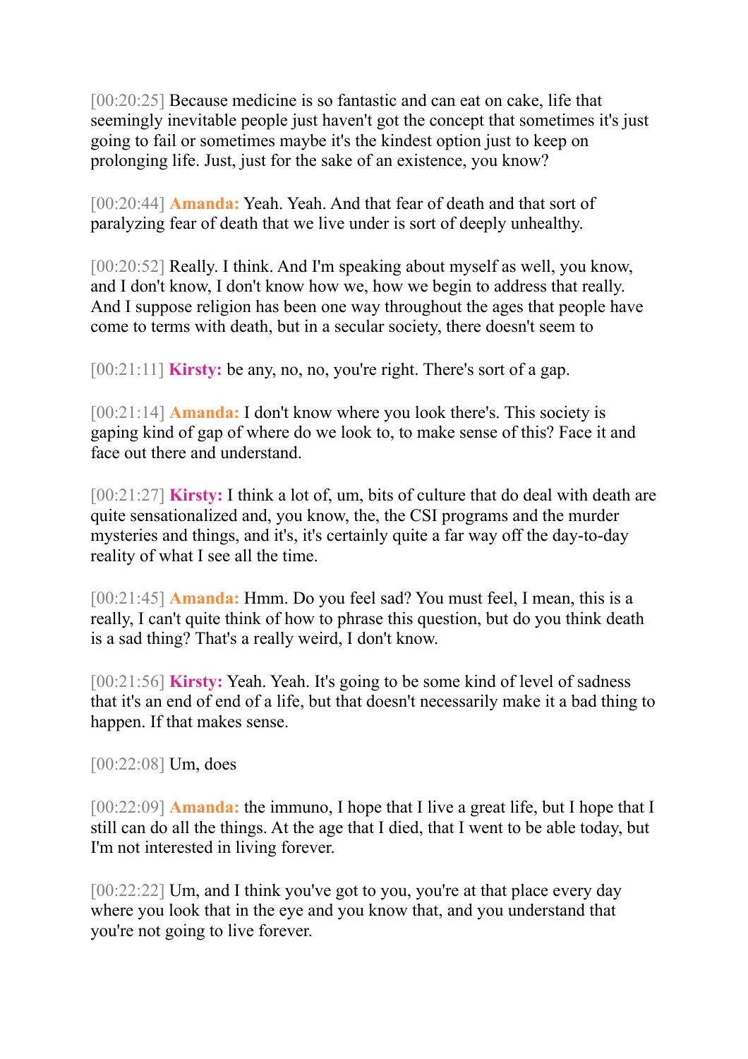[00:20:25] Because medicine is so fantastic and can eat on cake, life that seemingly inevitable people just haven't got the concept that sometimes it's just going to fail or sometimes maybe it's the kindest option just to keep on prolonging life. Just, just for the sake of an existence, you know?

[00:20:44] **Amanda:** Yeah. Yeah. And that fear of death and that sort of paralyzing fear of death that we live under is sort of deeply unhealthy.

[00:20:52] Really. I think. And I'm speaking about myself as well, you know, and I don't know, I don't know how we, how we begin to address that really. And I suppose religion has been one way throughout the ages that people have come to terms with death, but in a secular society, there doesn't seem to

[00:21:11] **Kirsty:** be any, no, no, you're right. There's sort of a gap.

[00:21:14] **Amanda:** I don't know where you look there's. This society is gaping kind of gap of where do we look to, to make sense of this? Face it and face out there and understand.

[00:21:27] **Kirsty:** I think a lot of, um, bits of culture that do deal with death are quite sensationalized and, you know, the, the CSI programs and the murder mysteries and things, and it's, it's certainly quite a far way off the day-to-day reality of what I see all the time.

[00:21:45] **Amanda:** Hmm. Do you feel sad? You must feel, I mean, this is a really, I can't quite think of how to phrase this question, but do you think death is a sad thing? That's a really weird, I don't know.

[00:21:56] **Kirsty:** Yeah. Yeah. It's going to be some kind of level of sadness that it's an end of end of a life, but that doesn't necessarily make it a bad thing to happen. If that makes sense.

[00:22:08] Um, does

[00:22:09] **Amanda:** the immuno, I hope that I live a great life, but I hope that I still can do all the things. At the age that I died, that I went to be able today, but I'm not interested in living forever.

[00:22:22] Um, and I think you've got to you, you're at that place every day where you look that in the eye and you know that, and you understand that you're not going to live forever.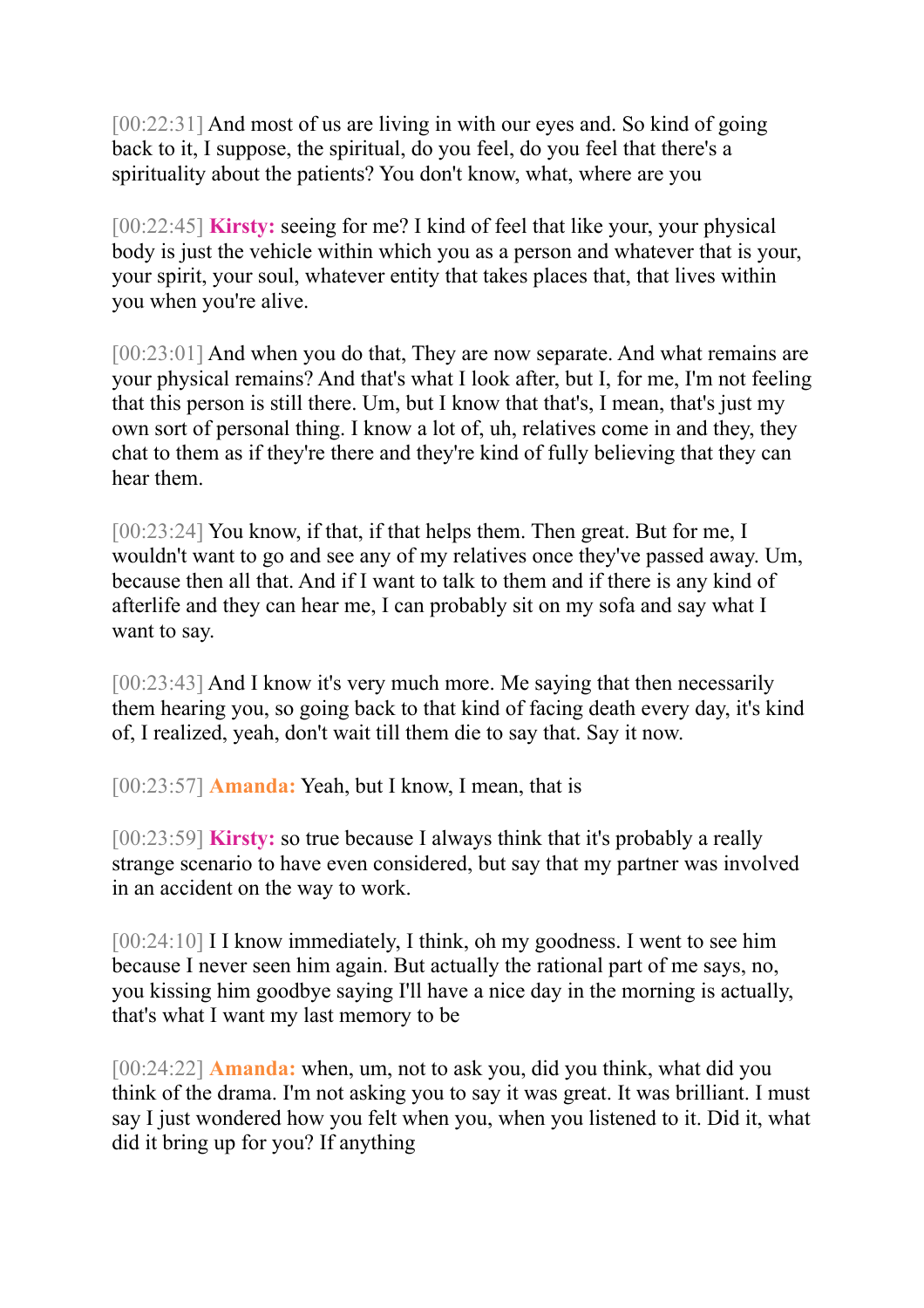[00:22:31] And most of us are living in with our eyes and. So kind of going back to it, I suppose, the spiritual, do you feel, do you feel that there's a spirituality about the patients? You don't know, what, where are you

[00:22:45] **Kirsty:** seeing for me? I kind of feel that like your, your physical body is just the vehicle within which you as a person and whatever that is your, your spirit, your soul, whatever entity that takes places that, that lives within you when you're alive.

[00:23:01] And when you do that, They are now separate. And what remains are your physical remains? And that's what I look after, but I, for me, I'm not feeling that this person is still there. Um, but I know that that's, I mean, that's just my own sort of personal thing. I know a lot of, uh, relatives come in and they, they chat to them as if they're there and they're kind of fully believing that they can hear them.

[00:23:24] You know, if that, if that helps them. Then great. But for me, I wouldn't want to go and see any of my relatives once they've passed away. Um, because then all that. And if I want to talk to them and if there is any kind of afterlife and they can hear me, I can probably sit on my sofa and say what I want to say.

[00:23:43] And I know it's very much more. Me saying that then necessarily them hearing you, so going back to that kind of facing death every day, it's kind of, I realized, yeah, don't wait till them die to say that. Say it now.

[00:23:57] **Amanda:** Yeah, but I know, I mean, that is

[00:23:59] **Kirsty:** so true because I always think that it's probably a really strange scenario to have even considered, but say that my partner was involved in an accident on the way to work.

[00:24:10] I I know immediately, I think, oh my goodness. I went to see him because I never seen him again. But actually the rational part of me says, no, you kissing him goodbye saying I'll have a nice day in the morning is actually, that's what I want my last memory to be

[00:24:22] **Amanda:** when, um, not to ask you, did you think, what did you think of the drama. I'm not asking you to say it was great. It was brilliant. I must say I just wondered how you felt when you, when you listened to it. Did it, what did it bring up for you? If anything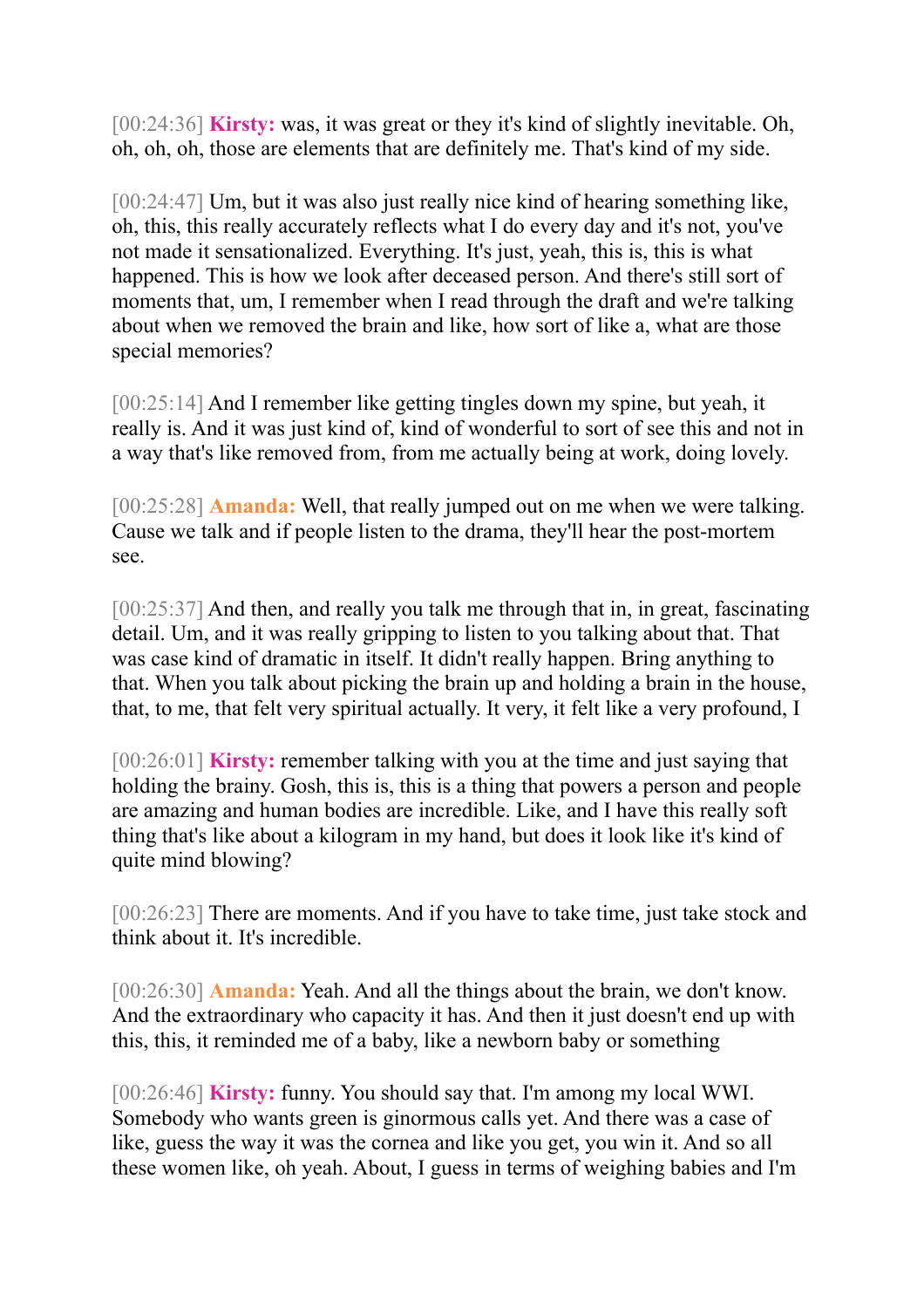[00:24:36] **Kirsty:** was, it was great or they it's kind of slightly inevitable. Oh, oh, oh, oh, those are elements that are definitely me. That's kind of my side.

[00:24:47] Um, but it was also just really nice kind of hearing something like, oh, this, this really accurately reflects what I do every day and it's not, you've not made it sensationalized. Everything. It's just, yeah, this is, this is what happened. This is how we look after deceased person. And there's still sort of moments that, um, I remember when I read through the draft and we're talking about when we removed the brain and like, how sort of like a, what are those special memories?

[00:25:14] And I remember like getting tingles down my spine, but yeah, it really is. And it was just kind of, kind of wonderful to sort of see this and not in a way that's like removed from, from me actually being at work, doing lovely.

[00:25:28] **Amanda:** Well, that really jumped out on me when we were talking. Cause we talk and if people listen to the drama, they'll hear the post-mortem see.

[00:25:37] And then, and really you talk me through that in, in great, fascinating detail. Um, and it was really gripping to listen to you talking about that. That was case kind of dramatic in itself. It didn't really happen. Bring anything to that. When you talk about picking the brain up and holding a brain in the house, that, to me, that felt very spiritual actually. It very, it felt like a very profound, I

[00:26:01] **Kirsty:** remember talking with you at the time and just saying that holding the brainy. Gosh, this is, this is a thing that powers a person and people are amazing and human bodies are incredible. Like, and I have this really soft thing that's like about a kilogram in my hand, but does it look like it's kind of quite mind blowing?

[00:26:23] There are moments. And if you have to take time, just take stock and think about it. It's incredible.

[00:26:30] **Amanda:** Yeah. And all the things about the brain, we don't know. And the extraordinary who capacity it has. And then it just doesn't end up with this, this, it reminded me of a baby, like a newborn baby or something

[00:26:46] **Kirsty:** funny. You should say that. I'm among my local WWI. Somebody who wants green is ginormous calls yet. And there was a case of like, guess the way it was the cornea and like you get, you win it. And so all these women like, oh yeah. About, I guess in terms of weighing babies and I'm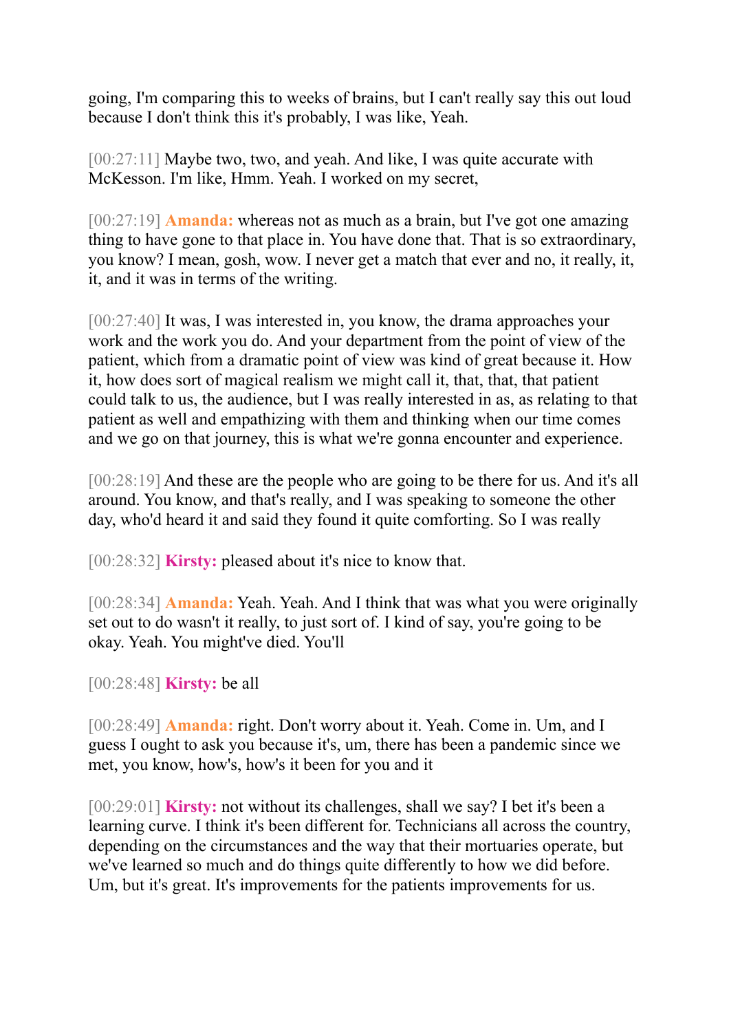going, I'm comparing this to weeks of brains, but I can't really say this out loud because I don't think this it's probably, I was like, Yeah.

[00:27:11] Maybe two, two, and yeah. And like, I was quite accurate with McKesson. I'm like, Hmm. Yeah. I worked on my secret,

[00:27:19] **Amanda:** whereas not as much as a brain, but I've got one amazing thing to have gone to that place in. You have done that. That is so extraordinary, you know? I mean, gosh, wow. I never get a match that ever and no, it really, it, it, and it was in terms of the writing.

[00:27:40] It was, I was interested in, you know, the drama approaches your work and the work you do. And your department from the point of view of the patient, which from a dramatic point of view was kind of great because it. How it, how does sort of magical realism we might call it, that, that, that patient could talk to us, the audience, but I was really interested in as, as relating to that patient as well and empathizing with them and thinking when our time comes and we go on that journey, this is what we're gonna encounter and experience.

[00:28:19] And these are the people who are going to be there for us. And it's all around. You know, and that's really, and I was speaking to someone the other day, who'd heard it and said they found it quite comforting. So I was really

[00:28:32] **Kirsty:** pleased about it's nice to know that.

[00:28:34] **Amanda:** Yeah. Yeah. And I think that was what you were originally set out to do wasn't it really, to just sort of. I kind of say, you're going to be okay. Yeah. You might've died. You'll

[00:28:48] **Kirsty:** be all

[00:28:49] **Amanda:** right. Don't worry about it. Yeah. Come in. Um, and I guess I ought to ask you because it's, um, there has been a pandemic since we met, you know, how's, how's it been for you and it

[00:29:01] **Kirsty:** not without its challenges, shall we say? I bet it's been a learning curve. I think it's been different for. Technicians all across the country, depending on the circumstances and the way that their mortuaries operate, but we've learned so much and do things quite differently to how we did before. Um, but it's great. It's improvements for the patients improvements for us.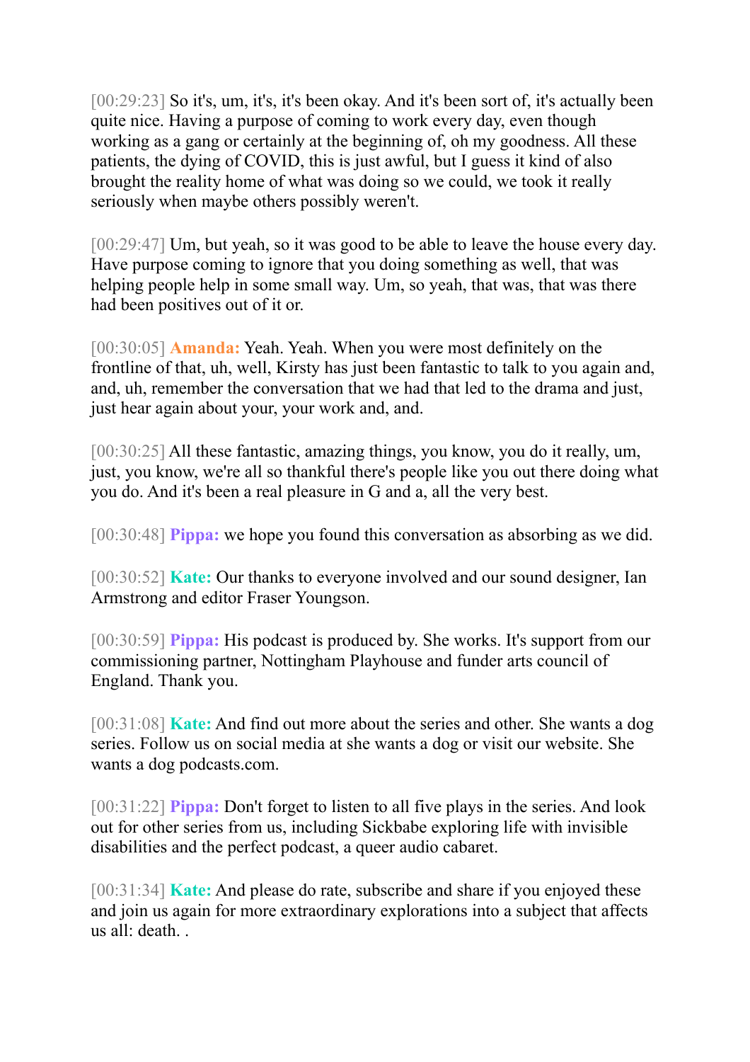[00:29:23] So it's, um, it's, it's been okay. And it's been sort of, it's actually been quite nice. Having a purpose of coming to work every day, even though working as a gang or certainly at the beginning of, oh my goodness. All these patients, the dying of COVID, this is just awful, but I guess it kind of also brought the reality home of what was doing so we could, we took it really seriously when maybe others possibly weren't.

[00:29:47] Um, but yeah, so it was good to be able to leave the house every day. Have purpose coming to ignore that you doing something as well, that was helping people help in some small way. Um, so yeah, that was, that was there had been positives out of it or.

[00:30:05] **Amanda:** Yeah. Yeah. When you were most definitely on the frontline of that, uh, well, Kirsty has just been fantastic to talk to you again and, and, uh, remember the conversation that we had that led to the drama and just, just hear again about your, your work and, and.

[00:30:25] All these fantastic, amazing things, you know, you do it really, um, just, you know, we're all so thankful there's people like you out there doing what you do. And it's been a real pleasure in G and a, all the very best.

[00:30:48] **Pippa:** we hope you found this conversation as absorbing as we did.

[00:30:52] **Kate:** Our thanks to everyone involved and our sound designer, Ian Armstrong and editor Fraser Youngson.

[00:30:59] **Pippa:** His podcast is produced by. She works. It's support from our commissioning partner, Nottingham Playhouse and funder arts council of England. Thank you.

[00:31:08] **Kate:** And find out more about the series and other. She wants a dog series. Follow us on social media at she wants a dog or visit our website. She wants a dog podcasts.com.

[00:31:22] **Pippa:** Don't forget to listen to all five plays in the series. And look out for other series from us, including Sickbabe exploring life with invisible disabilities and the perfect podcast, a queer audio cabaret.

[00:31:34] **Kate:** And please do rate, subscribe and share if you enjoyed these and join us again for more extraordinary explorations into a subject that affects us all: death. .